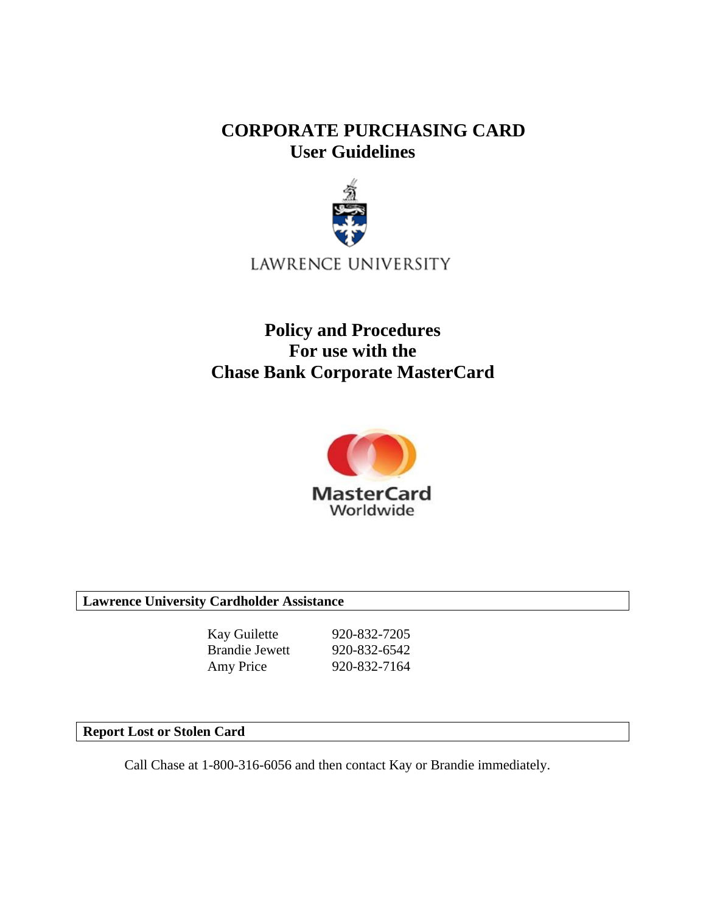# CORPORATE PURCHASING CARD
## User Guidelines

LAWRENCE UNIVERSITY

## Policy and Procedures
## For use with the
## Chase Bank Corporate MasterCard

MasterCard Worldwide

**Lawrence University Cardholder Assistance**

| | |
|---|---|
| Kay Guilette | 920-832-7205 |
| Brandie Jewett | 920-832-6542 |
| Amy Price | 920-832-7164 |

**Report Lost or Stolen Card**

Call Chase at 1-800-316-6056 and then contact Kay or Brandie immediately.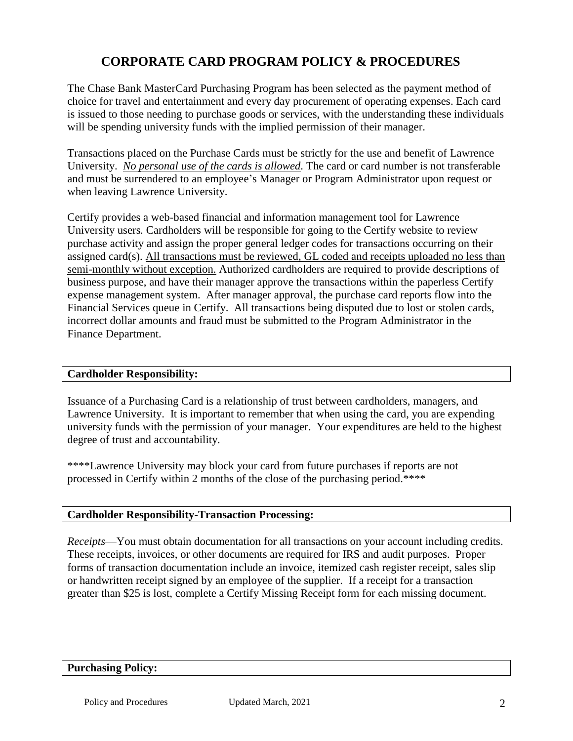# CORPORATE CARD PROGRAM POLICY & PROCEDURES

The Chase Bank MasterCard Purchasing Program has been selected as the payment method of choice for travel and entertainment and every day procurement of operating expenses. Each card is issued to those needing to purchase goods or services, with the understanding these individuals will be spending university funds with the implied permission of their manager.

Transactions placed on the Purchase Cards must be strictly for the use and benefit of Lawrence University. *No personal use of the cards is allowed.* The card or card number is not transferable and must be surrendered to an employee's Manager or Program Administrator upon request or when leaving Lawrence University.

Certify provides a web-based financial and information management tool for Lawrence University users. Cardholders will be responsible for going to the Certify website to review purchase activity and assign the proper general ledger codes for transactions occurring on their assigned card(s). All transactions must be reviewed, GL coded and receipts uploaded no less than semi-monthly without exception. Authorized cardholders are required to provide descriptions of business purpose, and have their manager approve the transactions within the paperless Certify expense management system. After manager approval, the purchase card reports flow into the Financial Services queue in Certify. All transactions being disputed due to lost or stolen cards, incorrect dollar amounts and fraud must be submitted to the Program Administrator in the Finance Department.

## Cardholder Responsibility:

Issuance of a Purchasing Card is a relationship of trust between cardholders, managers, and Lawrence University. It is important to remember that when using the card, you are expending university funds with the permission of your manager. Your expenditures are held to the highest degree of trust and accountability.

****Lawrence University may block your card from future purchases if reports are not processed in Certify within 2 months of the close of the purchasing period.****

## Cardholder Responsibility-Transaction Processing:

*Receipts*—You must obtain documentation for all transactions on your account including credits. These receipts, invoices, or other documents are required for IRS and audit purposes. Proper forms of transaction documentation include an invoice, itemized cash register receipt, sales slip or handwritten receipt signed by an employee of the supplier. If a receipt for a transaction greater than $25 is lost, complete a Certify Missing Receipt form for each missing document.

## Purchasing Policy: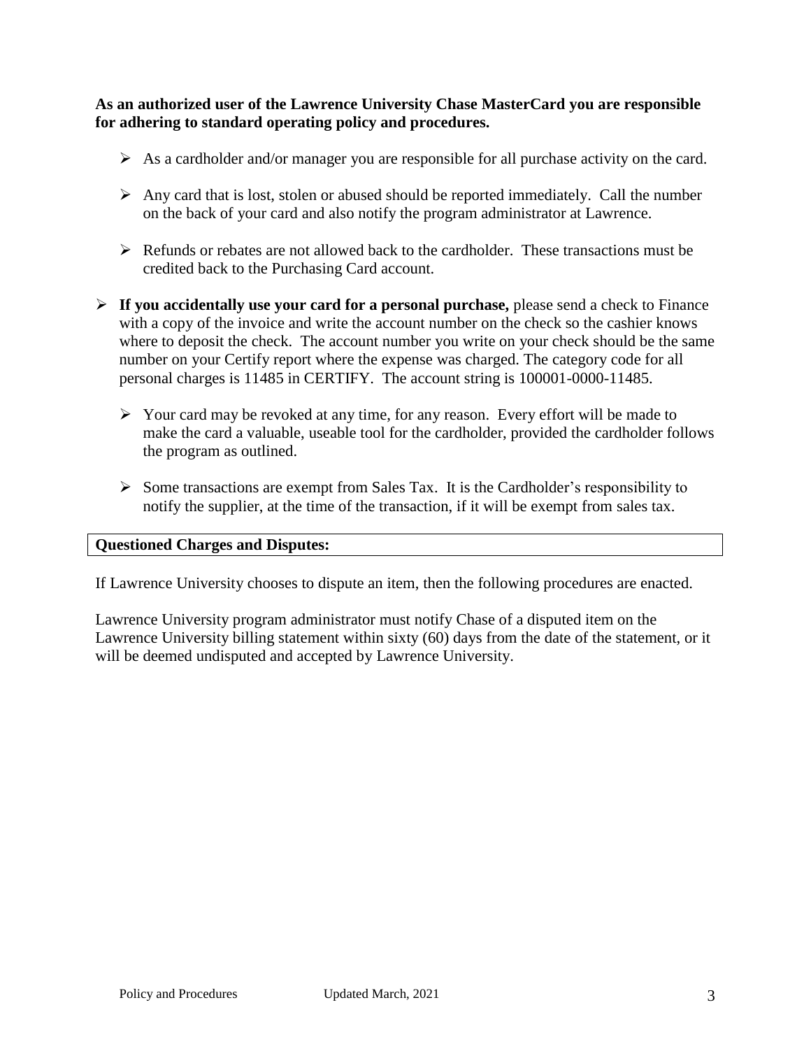**As an authorized user of the Lawrence University Chase MasterCard you are responsible for adhering to standard operating policy and procedures.**

- As a cardholder and/or manager you are responsible for all purchase activity on the card.
- Any card that is lost, stolen or abused should be reported immediately. Call the number on the back of your card and also notify the program administrator at Lawrence.
- Refunds or rebates are not allowed back to the cardholder. These transactions must be credited back to the Purchasing Card account.
- **If you accidentally use your card for a personal purchase,** please send a check to Finance with a copy of the invoice and write the account number on the check so the cashier knows where to deposit the check. The account number you write on your check should be the same number on your Certify report where the expense was charged. The category code for all personal charges is 11485 in CERTIFY. The account string is 100001-0000-11485.
- Your card may be revoked at any time, for any reason. Every effort will be made to make the card a valuable, useable tool for the cardholder, provided the cardholder follows the program as outlined.
- Some transactions are exempt from Sales Tax. It is the Cardholder's responsibility to notify the supplier, at the time of the transaction, if it will be exempt from sales tax.

**Questioned Charges and Disputes:**

If Lawrence University chooses to dispute an item, then the following procedures are enacted.

Lawrence University program administrator must notify Chase of a disputed item on the Lawrence University billing statement within sixty (60) days from the date of the statement, or it will be deemed undisputed and accepted by Lawrence University.